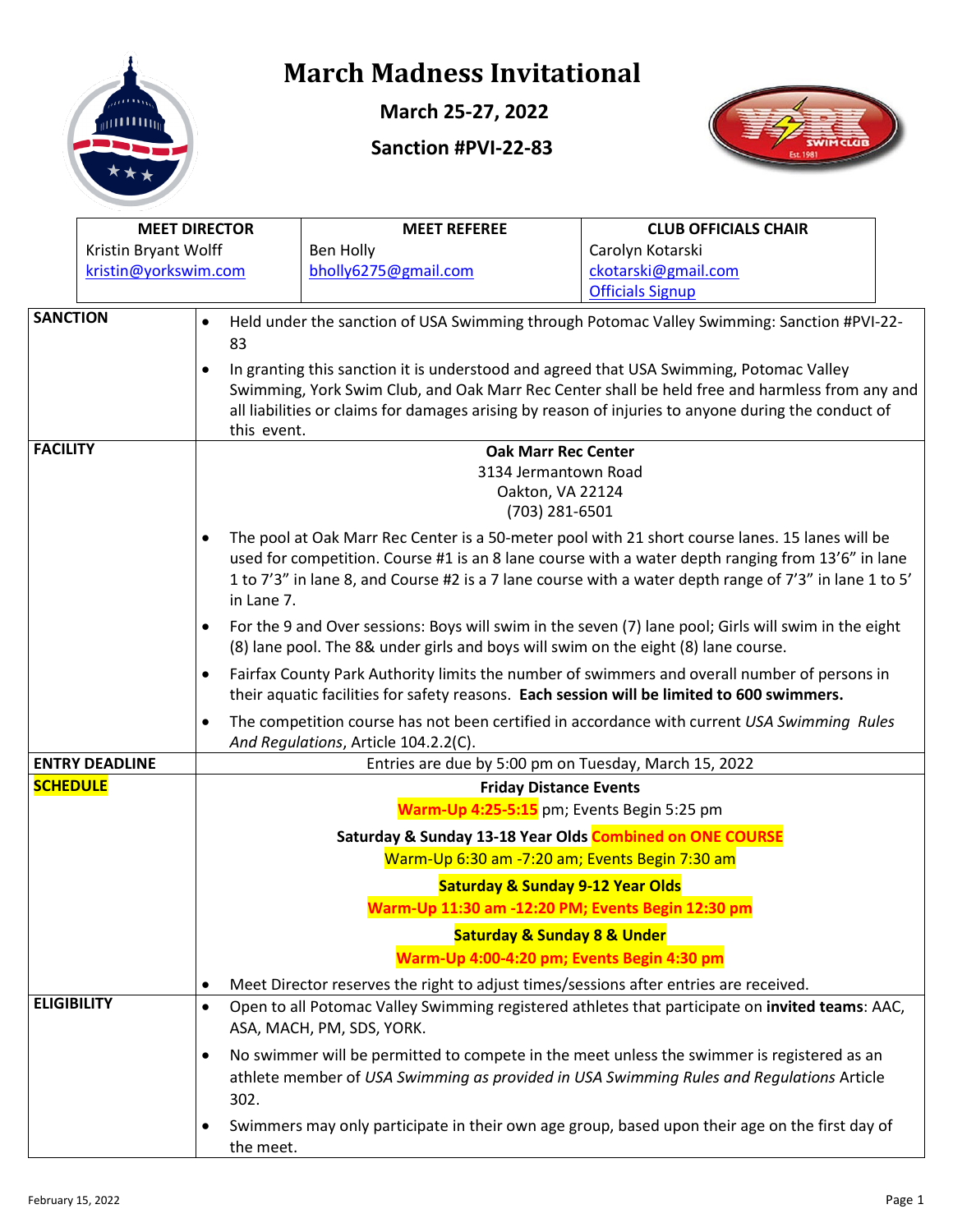# March Madness Invitational

**March 25-27, 2022**

**Sanction #PVI-22-83**

| MEET DIRECTOR | MEET REFEREE | CLUB OFFICIALS CHAIR |
|---|---|---|
| Kristin Bryant Wolff<br>kristin@yorkswim.com | Ben Holly<br>bholly6275@gmail.com | Carolyn Kotarski<br>ckotarski@gmail.com<br>Officials Signup |

| | |
|---|---|
| **SANCTION** | • Held under the sanction of USA Swimming through Potomac Valley Swimming: Sanction #PVI-22-83<br>• In granting this sanction it is understood and agreed that USA Swimming, Potomac Valley Swimming, York Swim Club, and Oak Marr Rec Center shall be held free and harmless from any and all liabilities or claims for damages arising by reason of injuries to anyone during the conduct of this event. |
| **FACILITY** | **Oak Marr Rec Center**<br>3134 Jermantown Road<br>Oakton, VA 22124<br>(703) 281-6501<br>• The pool at Oak Marr Rec Center is a 50-meter pool with 21 short course lanes. 15 lanes will be used for competition. Course #1 is an 8 lane course with a water depth ranging from 13'6" in lane 1 to 7'3" in lane 8, and Course #2 is a 7 lane course with a water depth range of 7'3" in lane 1 to 5' in Lane 7.<br>• For the 9 and Over sessions: Boys will swim in the seven (7) lane pool; Girls will swim in the eight (8) lane pool. The 8& under girls and boys will swim on the eight (8) lane course.<br>• Fairfax County Park Authority limits the number of swimmers and overall number of persons in their aquatic facilities for safety reasons. **Each session will be limited to 600 swimmers.**<br>• The competition course has not been certified in accordance with current *USA Swimming Rules And Regulations*, Article 104.2.2(C). |
| **ENTRY DEADLINE** | Entries are due by 5:00 pm on Tuesday, March 15, 2022 |
| **SCHEDULE** | **Friday Distance Events**<br>**Warm-Up 4:25-5:15** pm; Events Begin 5:25 pm<br>**Saturday & Sunday 13-18 Year Olds Combined on ONE COURSE**<br>Warm-Up 6:30 am -7:20 am; Events Begin 7:30 am<br>**Saturday & Sunday 9-12 Year Olds**<br>**Warm-Up 11:30 am -12:20 PM; Events Begin 12:30 pm**<br>**Saturday & Sunday 8 & Under**<br>**Warm-Up 4:00-4:20 pm; Events Begin 4:30 pm**<br>• Meet Director reserves the right to adjust times/sessions after entries are received. |
| **ELIGIBILITY** | • Open to all Potomac Valley Swimming registered athletes that participate on **invited teams**: AAC, ASA, MACH, PM, SDS, YORK.<br>• No swimmer will be permitted to compete in the meet unless the swimmer is registered as an athlete member of *USA Swimming as provided in USA Swimming Rules and Regulations* Article 302.<br>• Swimmers may only participate in their own age group, based upon their age on the first day of the meet. |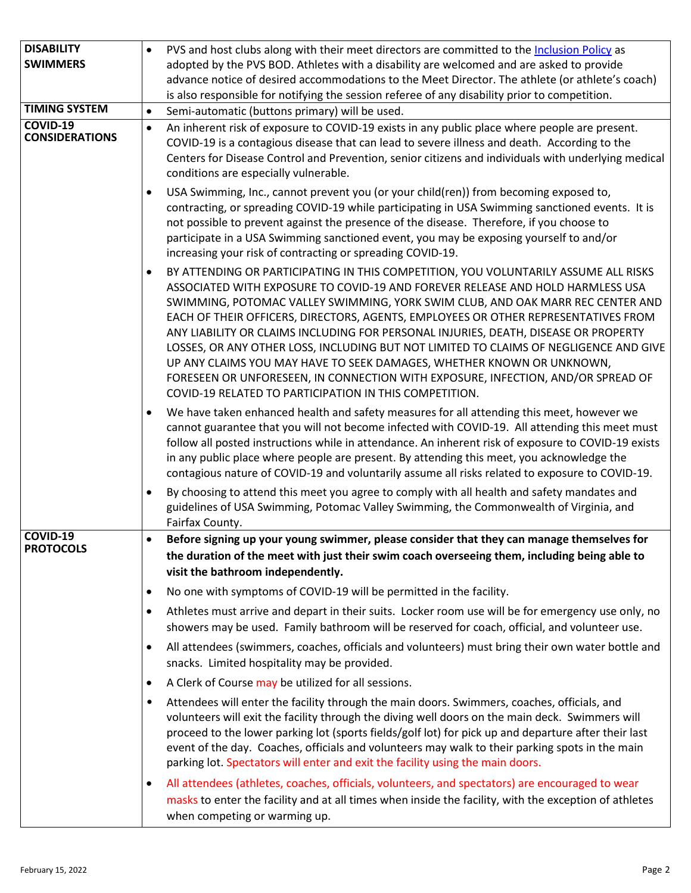| | |
|---|---|
| **DISABILITY SWIMMERS** | • PVS and host clubs along with their meet directors are committed to the Inclusion Policy as adopted by the PVS BOD. Athletes with a disability are welcomed and are asked to provide advance notice of desired accommodations to the Meet Director. The athlete (or athlete's coach) is also responsible for notifying the session referee of any disability prior to competition. |
| **TIMING SYSTEM** | • Semi-automatic (buttons primary) will be used. |
| **COVID-19 CONSIDERATIONS** | • An inherent risk of exposure to COVID-19 exists in any public place where people are present. COVID-19 is a contagious disease that can lead to severe illness and death. According to the Centers for Disease Control and Prevention, senior citizens and individuals with underlying medical conditions are especially vulnerable.<br>• USA Swimming, Inc., cannot prevent you (or your child(ren)) from becoming exposed to, contracting, or spreading COVID-19 while participating in USA Swimming sanctioned events. It is not possible to prevent against the presence of the disease. Therefore, if you choose to participate in a USA Swimming sanctioned event, you may be exposing yourself to and/or increasing your risk of contracting or spreading COVID-19.<br>• BY ATTENDING OR PARTICIPATING IN THIS COMPETITION, YOU VOLUNTARILY ASSUME ALL RISKS ASSOCIATED WITH EXPOSURE TO COVID-19 AND FOREVER RELEASE AND HOLD HARMLESS USA SWIMMING, POTOMAC VALLEY SWIMMING, YORK SWIM CLUB, AND OAK MARR REC CENTER AND EACH OF THEIR OFFICERS, DIRECTORS, AGENTS, EMPLOYEES OR OTHER REPRESENTATIVES FROM ANY LIABILITY OR CLAIMS INCLUDING FOR PERSONAL INJURIES, DEATH, DISEASE OR PROPERTY LOSSES, OR ANY OTHER LOSS, INCLUDING BUT NOT LIMITED TO CLAIMS OF NEGLIGENCE AND GIVE UP ANY CLAIMS YOU MAY HAVE TO SEEK DAMAGES, WHETHER KNOWN OR UNKNOWN, FORESEEN OR UNFORESEEN, IN CONNECTION WITH EXPOSURE, INFECTION, AND/OR SPREAD OF COVID-19 RELATED TO PARTICIPATION IN THIS COMPETITION.<br>• We have taken enhanced health and safety measures for all attending this meet, however we cannot guarantee that you will not become infected with COVID-19. All attending this meet must follow all posted instructions while in attendance. An inherent risk of exposure to COVID-19 exists in any public place where people are present. By attending this meet, you acknowledge the contagious nature of COVID-19 and voluntarily assume all risks related to exposure to COVID-19.<br>• By choosing to attend this meet you agree to comply with all health and safety mandates and guidelines of USA Swimming, Potomac Valley Swimming, the Commonwealth of Virginia, and Fairfax County. |
| **COVID-19 PROTOCOLS** | • **Before signing up your young swimmer, please consider that they can manage themselves for the duration of the meet with just their swim coach overseeing them, including being able to visit the bathroom independently.**<br>• No one with symptoms of COVID-19 will be permitted in the facility.<br>• Athletes must arrive and depart in their suits. Locker room use will be for emergency use only, no showers may be used. Family bathroom will be reserved for coach, official, and volunteer use.<br>• All attendees (swimmers, coaches, officials and volunteers) must bring their own water bottle and snacks. Limited hospitality may be provided.<br>• A Clerk of Course may be utilized for all sessions.<br>• Attendees will enter the facility through the main doors. Swimmers, coaches, officials, and volunteers will exit the facility through the diving well doors on the main deck. Swimmers will proceed to the lower parking lot (sports fields/golf lot) for pick up and departure after their last event of the day. Coaches, officials and volunteers may walk to their parking spots in the main parking lot. Spectators will enter and exit the facility using the main doors.<br>• All attendees (athletes, coaches, officials, volunteers, and spectators) are encouraged to wear masks to enter the facility and at all times when inside the facility, with the exception of athletes when competing or warming up. |

February 15, 2022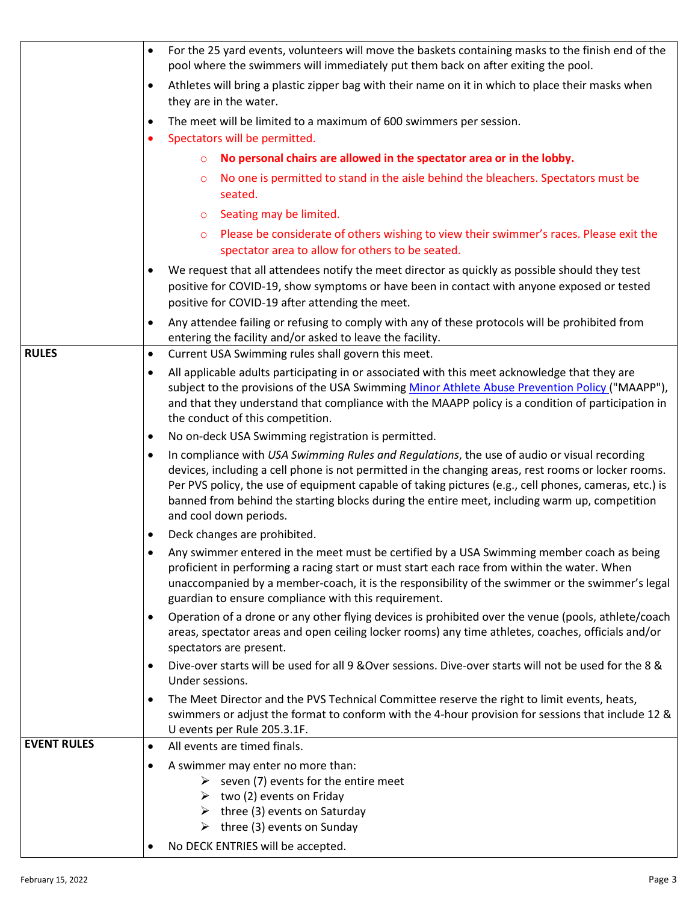| | |
|---|---|
| | • For the 25 yard events, volunteers will move the baskets containing masks to the finish end of the pool where the swimmers will immediately put them back on after exiting the pool.<br>• Athletes will bring a plastic zipper bag with their name on it in which to place their masks when they are in the water.<br>• The meet will be limited to a maximum of 600 swimmers per session.<br>• Spectators will be permitted.<br>&nbsp;&nbsp;&nbsp;&nbsp;○ **No personal chairs are allowed in the spectator area or in the lobby.**<br>&nbsp;&nbsp;&nbsp;&nbsp;○ No one is permitted to stand in the aisle behind the bleachers. Spectators must be seated.<br>&nbsp;&nbsp;&nbsp;&nbsp;○ Seating may be limited.<br>&nbsp;&nbsp;&nbsp;&nbsp;○ Please be considerate of others wishing to view their swimmer's races. Please exit the spectator area to allow for others to be seated.<br>• We request that all attendees notify the meet director as quickly as possible should they test positive for COVID-19, show symptoms or have been in contact with anyone exposed or tested positive for COVID-19 after attending the meet.<br>• Any attendee failing or refusing to comply with any of these protocols will be prohibited from entering the facility and/or asked to leave the facility. |
| **RULES** | • Current USA Swimming rules shall govern this meet.<br>• All applicable adults participating in or associated with this meet acknowledge that they are subject to the provisions of the USA Swimming Minor Athlete Abuse Prevention Policy ("MAAPP"), and that they understand that compliance with the MAAPP policy is a condition of participation in the conduct of this competition.<br>• No on-deck USA Swimming registration is permitted.<br>• In compliance with *USA Swimming Rules and Regulations*, the use of audio or visual recording devices, including a cell phone is not permitted in the changing areas, rest rooms or locker rooms. Per PVS policy, the use of equipment capable of taking pictures (e.g., cell phones, cameras, etc.) is banned from behind the starting blocks during the entire meet, including warm up, competition and cool down periods.<br>• Deck changes are prohibited.<br>• Any swimmer entered in the meet must be certified by a USA Swimming member coach as being proficient in performing a racing start or must start each race from within the water. When unaccompanied by a member-coach, it is the responsibility of the swimmer or the swimmer's legal guardian to ensure compliance with this requirement.<br>• Operation of a drone or any other flying devices is prohibited over the venue (pools, athlete/coach areas, spectator areas and open ceiling locker rooms) any time athletes, coaches, officials and/or spectators are present.<br>• Dive-over starts will be used for all 9 &Over sessions. Dive-over starts will not be used for the 8 & Under sessions.<br>• The Meet Director and the PVS Technical Committee reserve the right to limit events, heats, swimmers or adjust the format to conform with the 4-hour provision for sessions that include 12 & U events per Rule 205.3.1F. |
| **EVENT RULES** | • All events are timed finals.<br>• A swimmer may enter no more than:<br>&nbsp;&nbsp;&nbsp;&nbsp;➢ seven (7) events for the entire meet<br>&nbsp;&nbsp;&nbsp;&nbsp;➢ two (2) events on Friday<br>&nbsp;&nbsp;&nbsp;&nbsp;➢ three (3) events on Saturday<br>&nbsp;&nbsp;&nbsp;&nbsp;➢ three (3) events on Sunday<br>• No DECK ENTRIES will be accepted. |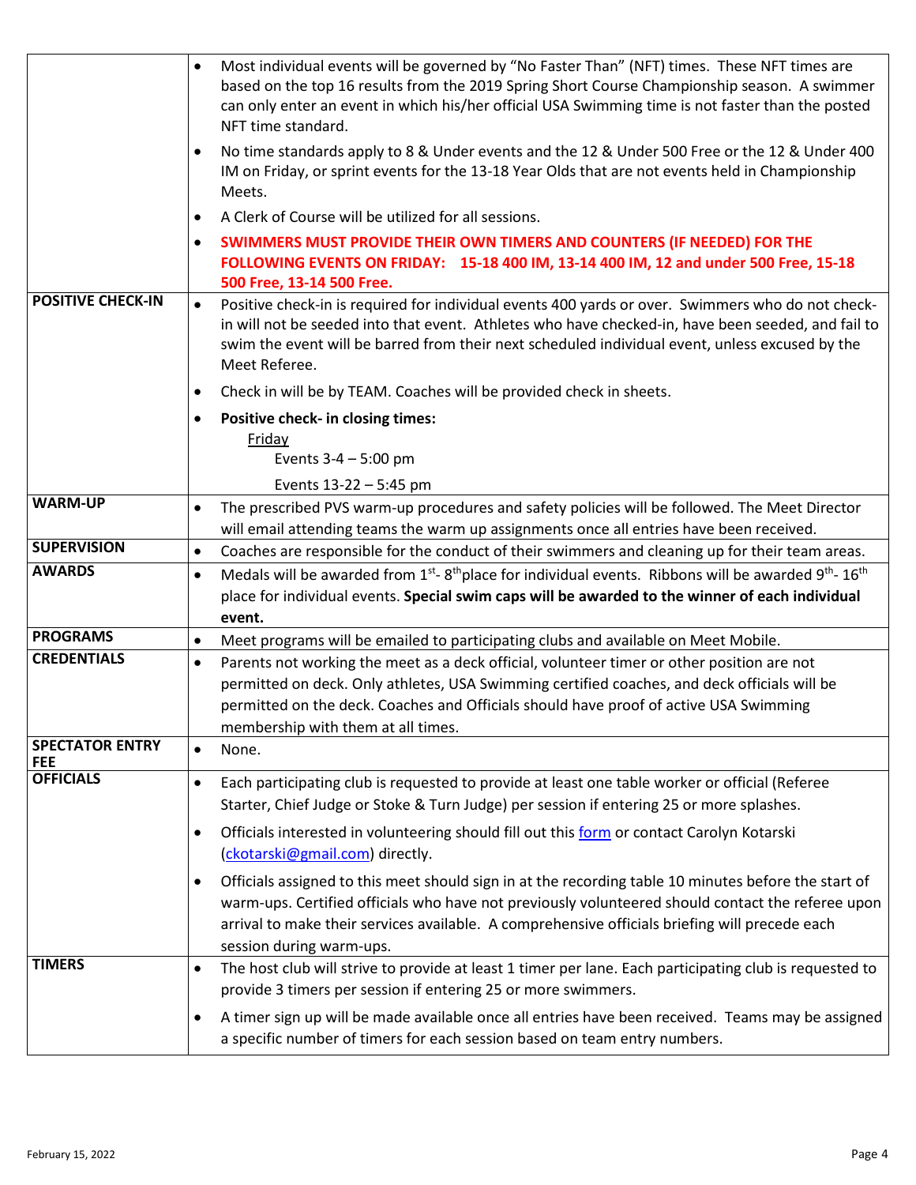| | |
|---|---|
| | • Most individual events will be governed by "No Faster Than" (NFT) times. These NFT times are based on the top 16 results from the 2019 Spring Short Course Championship season. A swimmer can only enter an event in which his/her official USA Swimming time is not faster than the posted NFT time standard.<br>• No time standards apply to 8 & Under events and the 12 & Under 500 Free or the 12 & Under 400 IM on Friday, or sprint events for the 13-18 Year Olds that are not events held in Championship Meets.<br>• A Clerk of Course will be utilized for all sessions.<br>• **SWIMMERS MUST PROVIDE THEIR OWN TIMERS AND COUNTERS (IF NEEDED) FOR THE FOLLOWING EVENTS ON FRIDAY: 15-18 400 IM, 13-14 400 IM, 12 and under 500 Free, 15-18 500 Free, 13-14 500 Free.** |
| **POSITIVE CHECK-IN** | • Positive check-in is required for individual events 400 yards or over. Swimmers who do not check-in will not be seeded into that event. Athletes who have checked-in, have been seeded, and fail to swim the event will be barred from their next scheduled individual event, unless excused by the Meet Referee.<br>• Check in will be by TEAM. Coaches will be provided check in sheets.<br>• **Positive check- in closing times:**<br>Friday<br>Events 3-4 – 5:00 pm<br>Events 13-22 – 5:45 pm |
| **WARM-UP** | • The prescribed PVS warm-up procedures and safety policies will be followed. The Meet Director will email attending teams the warm up assignments once all entries have been received. |
| **SUPERVISION** | • Coaches are responsible for the conduct of their swimmers and cleaning up for their team areas. |
| **AWARDS** | • Medals will be awarded from 1st- 8th place for individual events. Ribbons will be awarded 9th- 16th place for individual events. **Special swim caps will be awarded to the winner of each individual event.** |
| **PROGRAMS** | • Meet programs will be emailed to participating clubs and available on Meet Mobile. |
| **CREDENTIALS** | • Parents not working the meet as a deck official, volunteer timer or other position are not permitted on deck. Only athletes, USA Swimming certified coaches, and deck officials will be permitted on the deck. Coaches and Officials should have proof of active USA Swimming membership with them at all times. |
| **SPECTATOR ENTRY FEE** | • None. |
| **OFFICIALS** | • Each participating club is requested to provide at least one table worker or official (Referee Starter, Chief Judge or Stoke & Turn Judge) per session if entering 25 or more splashes.<br>• Officials interested in volunteering should fill out this form or contact Carolyn Kotarski (ckotarski@gmail.com) directly.<br>• Officials assigned to this meet should sign in at the recording table 10 minutes before the start of warm-ups. Certified officials who have not previously volunteered should contact the referee upon arrival to make their services available. A comprehensive officials briefing will precede each session during warm-ups. |
| **TIMERS** | • The host club will strive to provide at least 1 timer per lane. Each participating club is requested to provide 3 timers per session if entering 25 or more swimmers.<br>• A timer sign up will be made available once all entries have been received. Teams may be assigned a specific number of timers for each session based on team entry numbers. |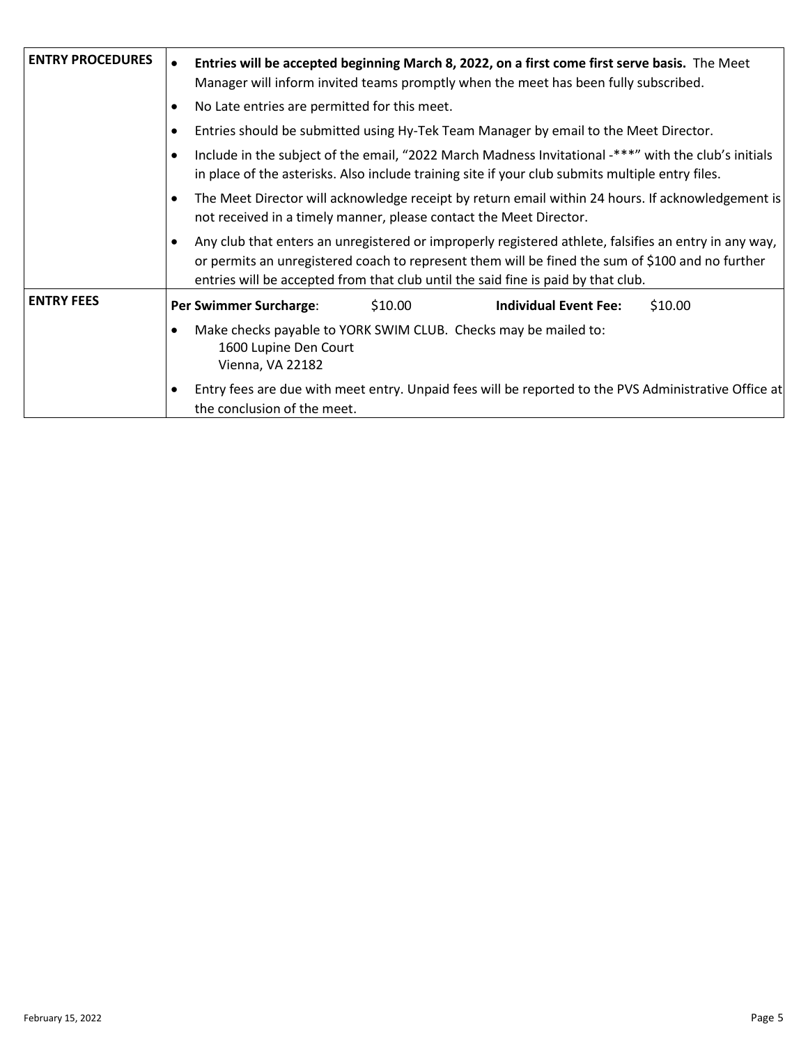| | |
|---|---|
| **ENTRY PROCEDURES** | • **Entries will be accepted beginning March 8, 2022, on a first come first serve basis.** The Meet Manager will inform invited teams promptly when the meet has been fully subscribed.<br>• No Late entries are permitted for this meet.<br>• Entries should be submitted using Hy-Tek Team Manager by email to the Meet Director.<br>• Include in the subject of the email, "2022 March Madness Invitational -***" with the club's initials in place of the asterisks. Also include training site if your club submits multiple entry files.<br>• The Meet Director will acknowledge receipt by return email within 24 hours. If acknowledgement is not received in a timely manner, please contact the Meet Director.<br>• Any club that enters an unregistered or improperly registered athlete, falsifies an entry in any way, or permits an unregistered coach to represent them will be fined the sum of $100 and no further entries will be accepted from that club until the said fine is paid by that club. |
| **ENTRY FEES** | **Per Swimmer Surcharge**: $10.00 **Individual Event Fee:** $10.00<br>• Make checks payable to YORK SWIM CLUB. Checks may be mailed to:<br>1600 Lupine Den Court<br>Vienna, VA 22182<br>• Entry fees are due with meet entry. Unpaid fees will be reported to the PVS Administrative Office at the conclusion of the meet. |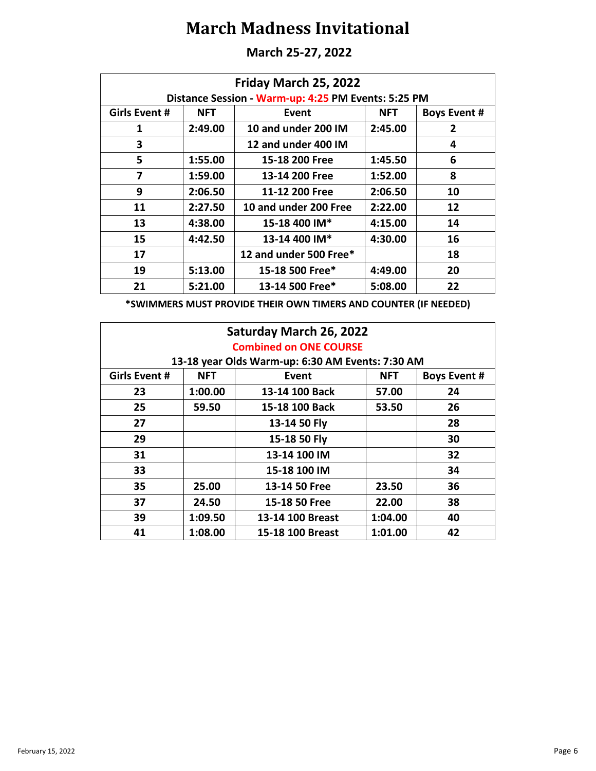# March Madness Invitational

## March 25-27, 2022

| Friday March 25, 2022 | | | | |
|---|---|---|---|---|
| Distance Session - Warm-up: 4:25 PM Events: 5:25 PM | | | | |
| **Girls Event #** | **NFT** | **Event** | **NFT** | **Boys Event #** |
| 1 | 2:49.00 | 10 and under 200 IM | 2:45.00 | 2 |
| 3 | | 12 and under 400 IM | | 4 |
| 5 | 1:55.00 | 15-18 200 Free | 1:45.50 | 6 |
| 7 | 1:59.00 | 13-14 200 Free | 1:52.00 | 8 |
| 9 | 2:06.50 | 11-12 200 Free | 2:06.50 | 10 |
| 11 | 2:27.50 | 10 and under 200 Free | 2:22.00 | 12 |
| 13 | 4:38.00 | 15-18 400 IM* | 4:15.00 | 14 |
| 15 | 4:42.50 | 13-14 400 IM* | 4:30.00 | 16 |
| 17 | | 12 and under 500 Free* | | 18 |
| 19 | 5:13.00 | 15-18 500 Free* | 4:49.00 | 20 |
| 21 | 5:21.00 | 13-14 500 Free* | 5:08.00 | 22 |

**\*SWIMMERS MUST PROVIDE THEIR OWN TIMERS AND COUNTER (IF NEEDED)**

| Saturday March 26, 2022 | | | | |
|---|---|---|---|---|
| Combined on ONE COURSE | | | | |
| 13-18 year Olds Warm-up: 6:30 AM Events: 7:30 AM | | | | |
| **Girls Event #** | **NFT** | **Event** | **NFT** | **Boys Event #** |
| 23 | 1:00.00 | 13-14 100 Back | 57.00 | 24 |
| 25 | 59.50 | 15-18 100 Back | 53.50 | 26 |
| 27 | | 13-14 50 Fly | | 28 |
| 29 | | 15-18 50 Fly | | 30 |
| 31 | | 13-14 100 IM | | 32 |
| 33 | | 15-18 100 IM | | 34 |
| 35 | 25.00 | 13-14 50 Free | 23.50 | 36 |
| 37 | 24.50 | 15-18 50 Free | 22.00 | 38 |
| 39 | 1:09.50 | 13-14 100 Breast | 1:04.00 | 40 |
| 41 | 1:08.00 | 15-18 100 Breast | 1:01.00 | 42 |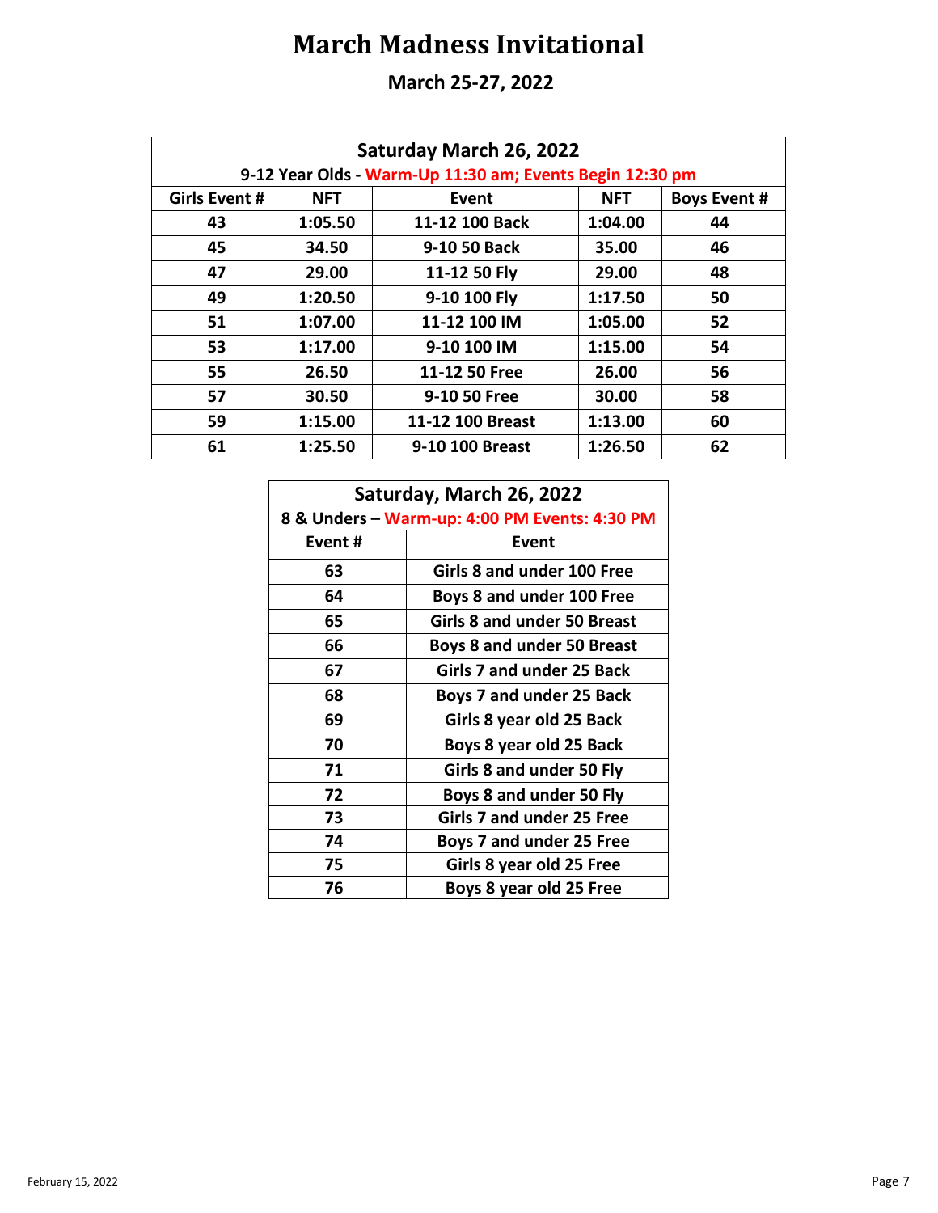# March Madness Invitational

## March 25-27, 2022

| Saturday March 26, 2022<br>9-12 Year Olds - Warm-Up 11:30 am; Events Begin 12:30 pm | | | | |
|---|---|---|---|---|
| **Girls Event #** | **NFT** | **Event** | **NFT** | **Boys Event #** |
| 43 | 1:05.50 | 11-12 100 Back | 1:04.00 | 44 |
| 45 | 34.50 | 9-10 50 Back | 35.00 | 46 |
| 47 | 29.00 | 11-12 50 Fly | 29.00 | 48 |
| 49 | 1:20.50 | 9-10 100 Fly | 1:17.50 | 50 |
| 51 | 1:07.00 | 11-12 100 IM | 1:05.00 | 52 |
| 53 | 1:17.00 | 9-10 100 IM | 1:15.00 | 54 |
| 55 | 26.50 | 11-12 50 Free | 26.00 | 56 |
| 57 | 30.50 | 9-10 50 Free | 30.00 | 58 |
| 59 | 1:15.00 | 11-12 100 Breast | 1:13.00 | 60 |
| 61 | 1:25.50 | 9-10 100 Breast | 1:26.50 | 62 |

| Saturday, March 26, 2022<br>8 & Unders – Warm-up: 4:00 PM Events: 4:30 PM | |
|---|---|
| **Event #** | **Event** |
| 63 | Girls 8 and under 100 Free |
| 64 | Boys 8 and under 100 Free |
| 65 | Girls 8 and under 50 Breast |
| 66 | Boys 8 and under 50 Breast |
| 67 | Girls 7 and under 25 Back |
| 68 | Boys 7 and under 25 Back |
| 69 | Girls 8 year old 25 Back |
| 70 | Boys 8 year old 25 Back |
| 71 | Girls 8 and under 50 Fly |
| 72 | Boys 8 and under 50 Fly |
| 73 | Girls 7 and under 25 Free |
| 74 | Boys 7 and under 25 Free |
| 75 | Girls 8 year old 25 Free |
| 76 | Boys 8 year old 25 Free |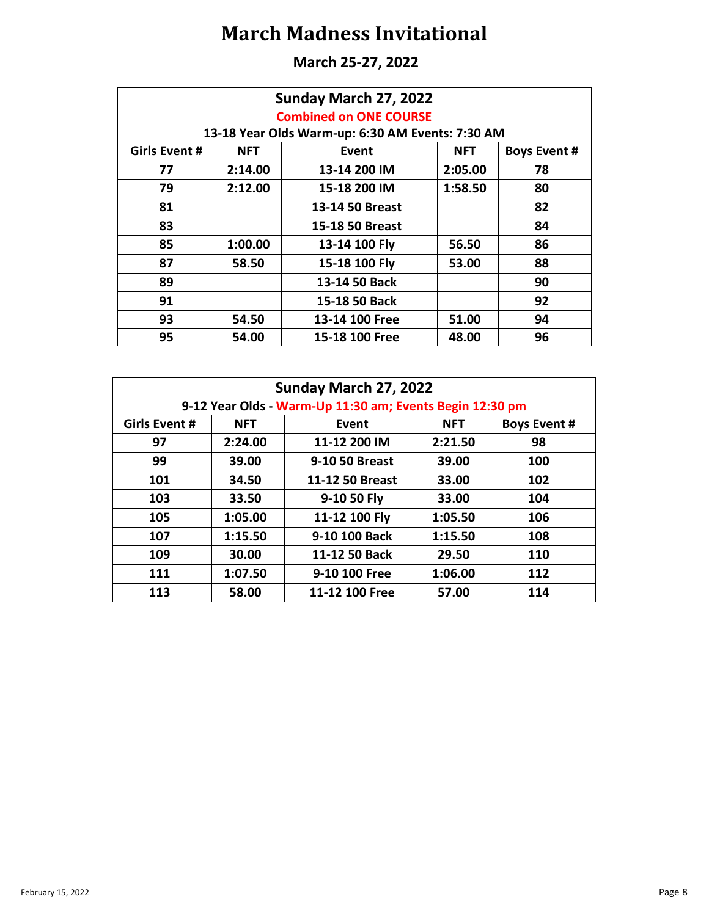# March Madness Invitational

## March 25-27, 2022

| Sunday March 27, 2022<br>Combined on ONE COURSE<br>13-18 Year Olds Warm-up: 6:30 AM Events: 7:30 AM | | | | |
|---|---|---|---|---|
| **Girls Event #** | **NFT** | **Event** | **NFT** | **Boys Event #** |
| 77 | 2:14.00 | 13-14 200 IM | 2:05.00 | 78 |
| 79 | 2:12.00 | 15-18 200 IM | 1:58.50 | 80 |
| 81 | | 13-14 50 Breast | | 82 |
| 83 | | 15-18 50 Breast | | 84 |
| 85 | 1:00.00 | 13-14 100 Fly | 56.50 | 86 |
| 87 | 58.50 | 15-18 100 Fly | 53.00 | 88 |
| 89 | | 13-14 50 Back | | 90 |
| 91 | | 15-18 50 Back | | 92 |
| 93 | 54.50 | 13-14 100 Free | 51.00 | 94 |
| 95 | 54.00 | 15-18 100 Free | 48.00 | 96 |

| Sunday March 27, 2022<br>9-12 Year Olds - Warm-Up 11:30 am; Events Begin 12:30 pm | | | | |
|---|---|---|---|---|
| **Girls Event #** | **NFT** | **Event** | **NFT** | **Boys Event #** |
| 97 | 2:24.00 | 11-12 200 IM | 2:21.50 | 98 |
| 99 | 39.00 | 9-10 50 Breast | 39.00 | 100 |
| 101 | 34.50 | 11-12 50 Breast | 33.00 | 102 |
| 103 | 33.50 | 9-10 50 Fly | 33.00 | 104 |
| 105 | 1:05.00 | 11-12 100 Fly | 1:05.50 | 106 |
| 107 | 1:15.50 | 9-10 100 Back | 1:15.50 | 108 |
| 109 | 30.00 | 11-12 50 Back | 29.50 | 110 |
| 111 | 1:07.50 | 9-10 100 Free | 1:06.00 | 112 |
| 113 | 58.00 | 11-12 100 Free | 57.00 | 114 |

February 15, 2022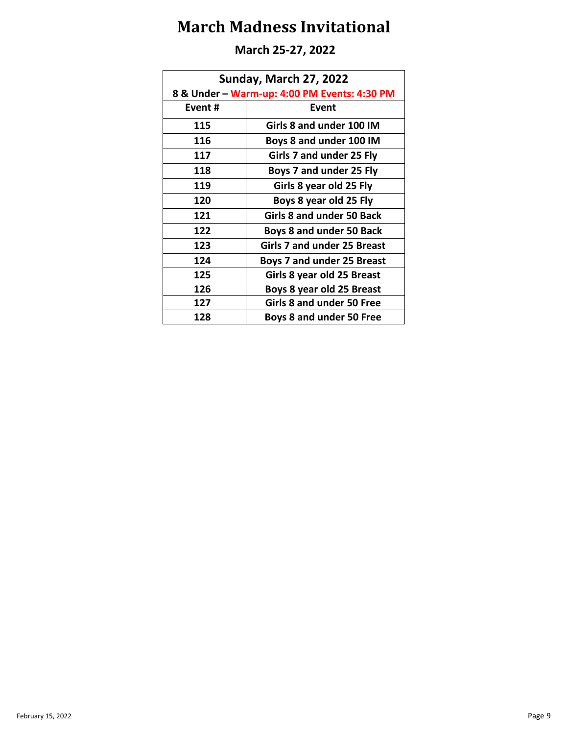# March Madness Invitational

## March 25-27, 2022

| Sunday, March 27, 2022 | |
|---|---|
| 8 & Under – Warm-up: 4:00 PM Events: 4:30 PM | |
| **Event #** | **Event** |
| 115 | Girls 8 and under 100 IM |
| 116 | Boys 8 and under 100 IM |
| 117 | Girls 7 and under 25 Fly |
| 118 | Boys 7 and under 25 Fly |
| 119 | Girls 8 year old 25 Fly |
| 120 | Boys 8 year old 25 Fly |
| 121 | Girls 8 and under 50 Back |
| 122 | Boys 8 and under 50 Back |
| 123 | Girls 7 and under 25 Breast |
| 124 | Boys 7 and under 25 Breast |
| 125 | Girls 8 year old 25 Breast |
| 126 | Boys 8 year old 25 Breast |
| 127 | Girls 8 and under 50 Free |
| 128 | Boys 8 and under 50 Free |

February 15, 2022